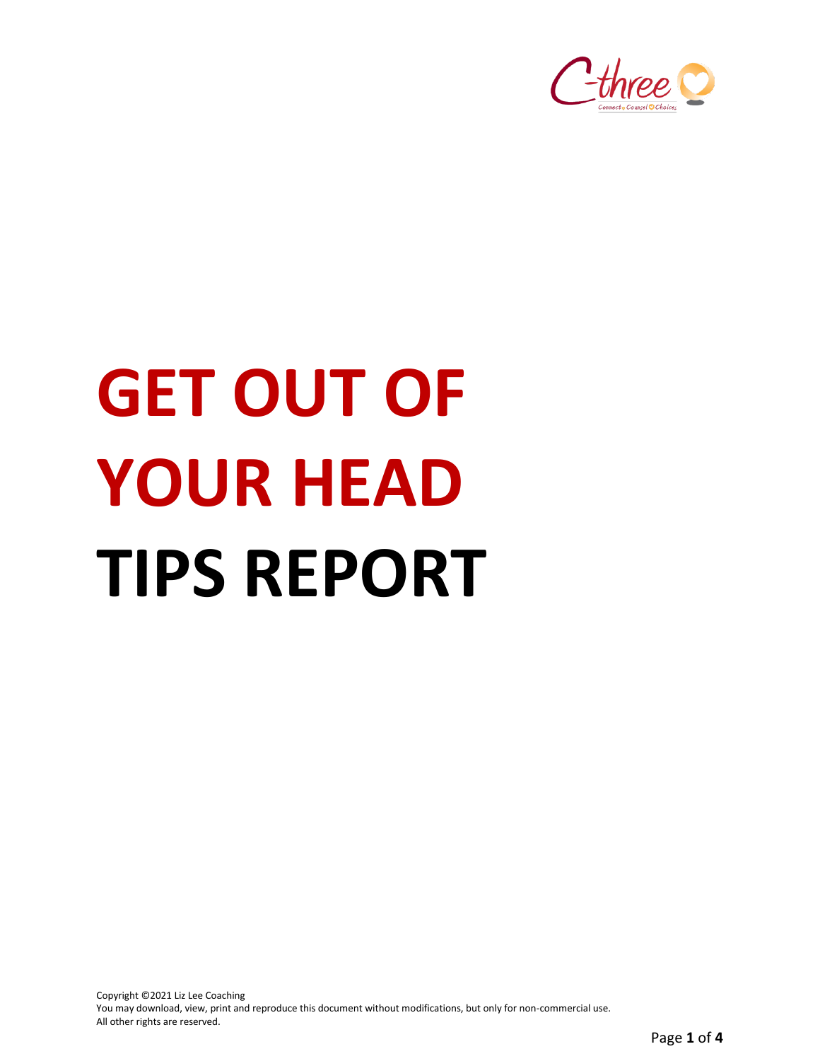# GET OUT OF YOUR HEAD TIPS REPORT

Copyright ©2021 Liz Lee Coaching
You may download, view, print and reproduce this document without modifications, but only for non-commercial use.
All other rights are reserved.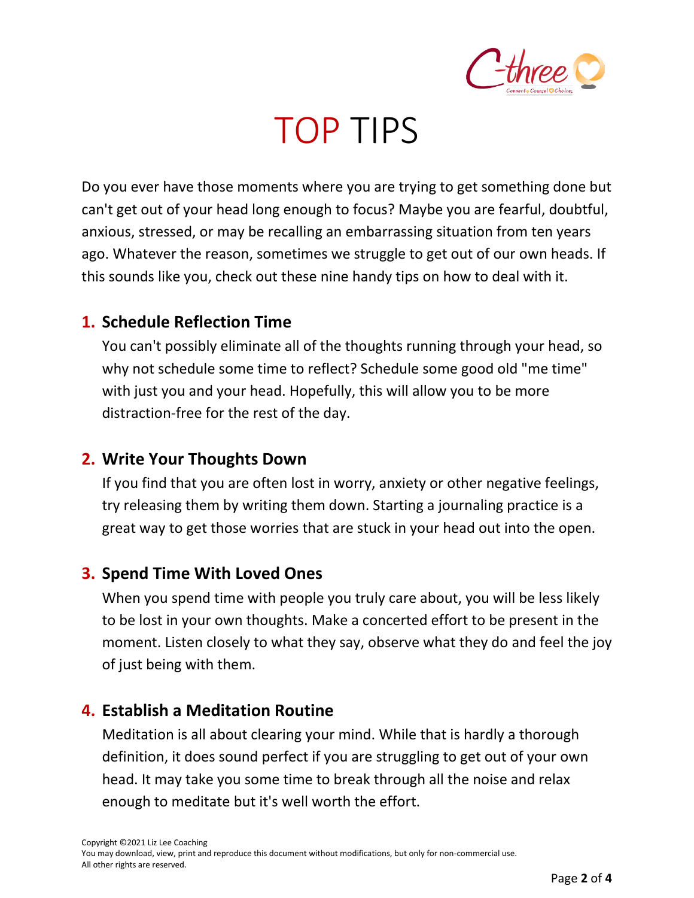# TOP TIPS

Do you ever have those moments where you are trying to get something done but can't get out of your head long enough to focus? Maybe you are fearful, doubtful, anxious, stressed, or may be recalling an embarrassing situation from ten years ago. Whatever the reason, sometimes we struggle to get out of our own heads. If this sounds like you, check out these nine handy tips on how to deal with it.

1. **Schedule Reflection Time**

   You can't possibly eliminate all of the thoughts running through your head, so why not schedule some time to reflect? Schedule some good old "me time" with just you and your head. Hopefully, this will allow you to be more distraction-free for the rest of the day.

2. **Write Your Thoughts Down**

   If you find that you are often lost in worry, anxiety or other negative feelings, try releasing them by writing them down. Starting a journaling practice is a great way to get those worries that are stuck in your head out into the open.

3. **Spend Time With Loved Ones**

   When you spend time with people you truly care about, you will be less likely to be lost in your own thoughts. Make a concerted effort to be present in the moment. Listen closely to what they say, observe what they do and feel the joy of just being with them.

4. **Establish a Meditation Routine**

   Meditation is all about clearing your mind. While that is hardly a thorough definition, it does sound perfect if you are struggling to get out of your own head. It may take you some time to break through all the noise and relax enough to meditate but it's well worth the effort.

Copyright ©2021 Liz Lee Coaching
You may download, view, print and reproduce this document without modifications, but only for non-commercial use.
All other rights are reserved.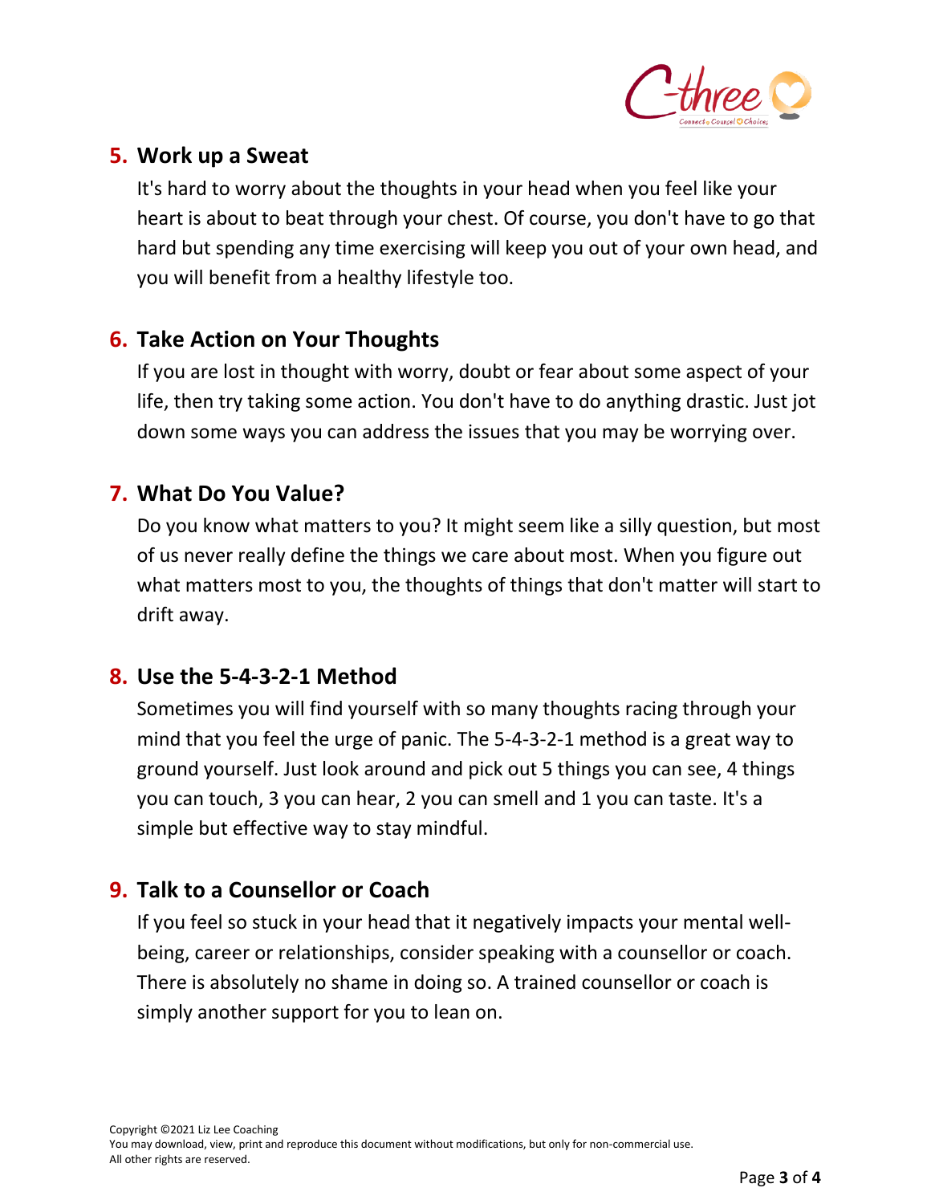## 5. Work up a Sweat

It's hard to worry about the thoughts in your head when you feel like your heart is about to beat through your chest. Of course, you don't have to go that hard but spending any time exercising will keep you out of your own head, and you will benefit from a healthy lifestyle too.

## 6. Take Action on Your Thoughts

If you are lost in thought with worry, doubt or fear about some aspect of your life, then try taking some action. You don't have to do anything drastic. Just jot down some ways you can address the issues that you may be worrying over.

## 7. What Do You Value?

Do you know what matters to you? It might seem like a silly question, but most of us never really define the things we care about most. When you figure out what matters most to you, the thoughts of things that don't matter will start to drift away.

## 8. Use the 5-4-3-2-1 Method

Sometimes you will find yourself with so many thoughts racing through your mind that you feel the urge of panic. The 5-4-3-2-1 method is a great way to ground yourself. Just look around and pick out 5 things you can see, 4 things you can touch, 3 you can hear, 2 you can smell and 1 you can taste. It's a simple but effective way to stay mindful.

## 9. Talk to a Counsellor or Coach

If you feel so stuck in your head that it negatively impacts your mental well-being, career or relationships, consider speaking with a counsellor or coach. There is absolutely no shame in doing so. A trained counsellor or coach is simply another support for you to lean on.

Copyright ©2021 Liz Lee Coaching
You may download, view, print and reproduce this document without modifications, but only for non-commercial use.
All other rights are reserved.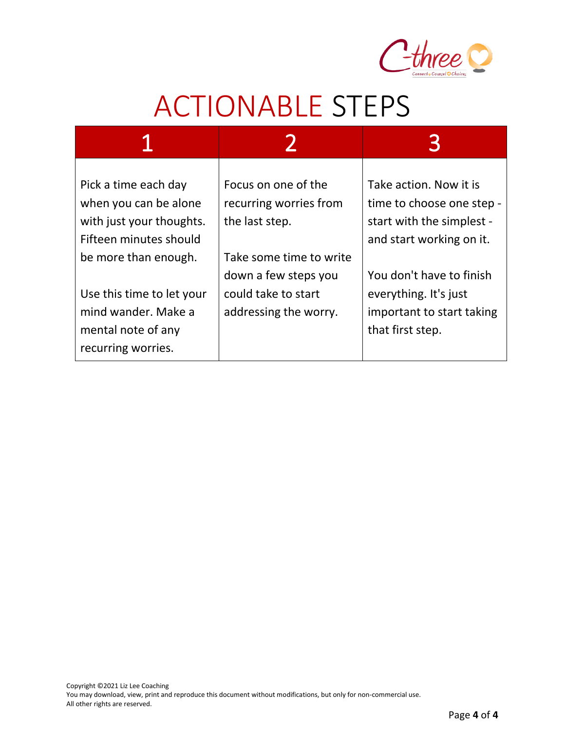# ACTIONABLE STEPS

| 1 | 2 | 3 |
|---|---|---|
| Pick a time each day when you can be alone with just your thoughts. Fifteen minutes should be more than enough.<br><br>Use this time to let your mind wander. Make a mental note of any recurring worries. | Focus on one of the recurring worries from the last step.<br><br>Take some time to write down a few steps you could take to start addressing the worry. | Take action. Now it is time to choose one step - start with the simplest - and start working on it.<br><br>You don't have to finish everything. It's just important to start taking that first step. |

Copyright ©2021 Liz Lee Coaching
You may download, view, print and reproduce this document without modifications, but only for non-commercial use.
All other rights are reserved.